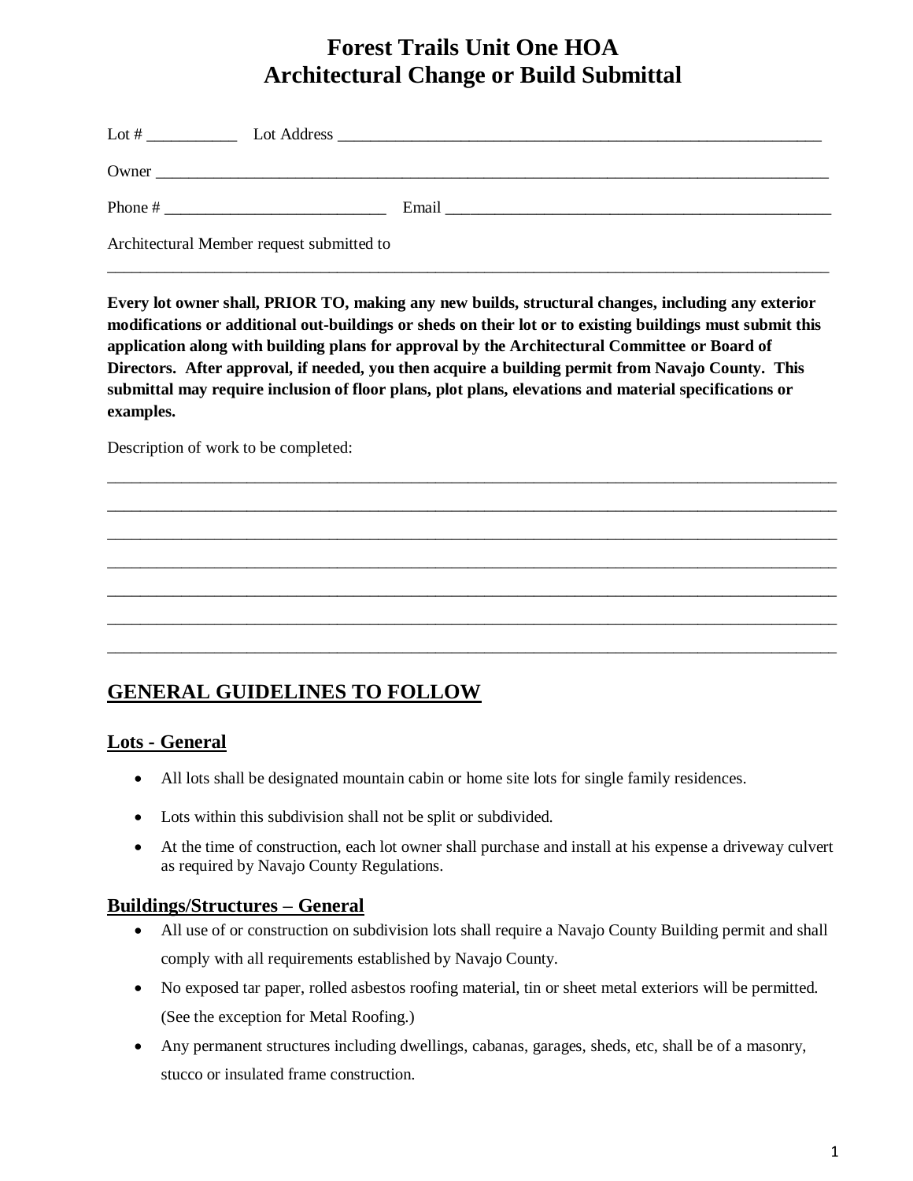# Forest Trails Unit One HOA
# Architectural Change or Build Submittal

Lot # ___________ Lot Address ___________________________________________________________

Owner _________________________________________________________________________________

Phone # ___________________________ Email _______________________________________________

Architectural Member request submitted to

_______________________________________________________________________________________

**Every lot owner shall, PRIOR TO, making any new builds, structural changes, including any exterior modifications or additional out-buildings or sheds on their lot or to existing buildings must submit this application along with building plans for approval by the Architectural Committee or Board of Directors. After approval, if needed, you then acquire a building permit from Navajo County. This submittal may require inclusion of floor plans, plot plans, elevations and material specifications or examples.**

Description of work to be completed:

_______________________________________________________________________________________

_______________________________________________________________________________________

_______________________________________________________________________________________

_______________________________________________________________________________________

_______________________________________________________________________________________

_______________________________________________________________________________________

_______________________________________________________________________________________

## GENERAL GUIDELINES TO FOLLOW

### Lots - General

- All lots shall be designated mountain cabin or home site lots for single family residences.
- Lots within this subdivision shall not be split or subdivided.
- At the time of construction, each lot owner shall purchase and install at his expense a driveway culvert as required by Navajo County Regulations.

### Buildings/Structures – General

- All use of or construction on subdivision lots shall require a Navajo County Building permit and shall comply with all requirements established by Navajo County.
- No exposed tar paper, rolled asbestos roofing material, tin or sheet metal exteriors will be permitted. (See the exception for Metal Roofing.)
- Any permanent structures including dwellings, cabanas, garages, sheds, etc, shall be of a masonry, stucco or insulated frame construction.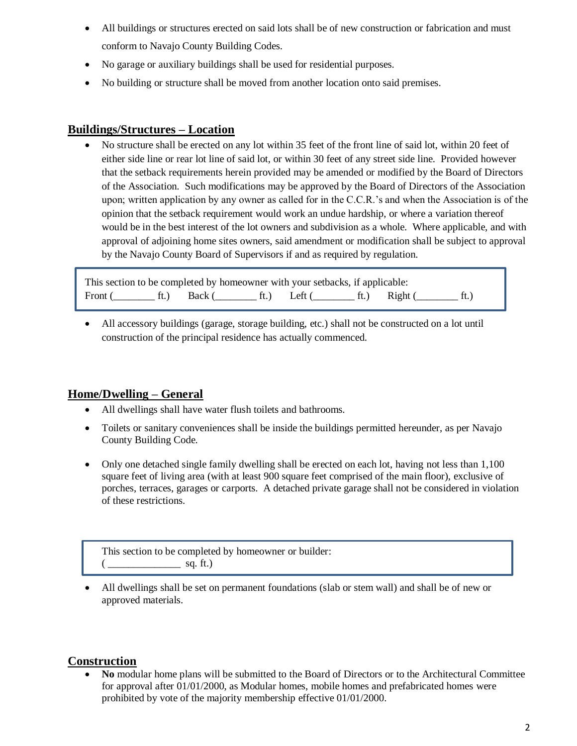- All buildings or structures erected on said lots shall be of new construction or fabrication and must conform to Navajo County Building Codes.
- No garage or auxiliary buildings shall be used for residential purposes.
- No building or structure shall be moved from another location onto said premises.

## Buildings/Structures – Location

- No structure shall be erected on any lot within 35 feet of the front line of said lot, within 20 feet of either side line or rear lot line of said lot, or within 30 feet of any street side line. Provided however that the setback requirements herein provided may be amended or modified by the Board of Directors of the Association. Such modifications may be approved by the Board of Directors of the Association upon; written application by any owner as called for in the C.C.R.'s and when the Association is of the opinion that the setback requirement would work an undue hardship, or where a variation thereof would be in the best interest of the lot owners and subdivision as a whole. Where applicable, and with approval of adjoining home sites owners, said amendment or modification shall be subject to approval by the Navajo County Board of Supervisors if and as required by regulation.

This section to be completed by homeowner with your setbacks, if applicable:
Front (________ ft.) Back (________ ft.) Left (________ ft.) Right (________ ft.)

- All accessory buildings (garage, storage building, etc.) shall not be constructed on a lot until construction of the principal residence has actually commenced.

## Home/Dwelling – General

- All dwellings shall have water flush toilets and bathrooms.
- Toilets or sanitary conveniences shall be inside the buildings permitted hereunder, as per Navajo County Building Code.
- Only one detached single family dwelling shall be erected on each lot, having not less than 1,100 square feet of living area (with at least 900 square feet comprised of the main floor), exclusive of porches, terraces, garages or carports. A detached private garage shall not be considered in violation of these restrictions.

This section to be completed by homeowner or builder:
( ______________ sq. ft.)

- All dwellings shall be set on permanent foundations (slab or stem wall) and shall be of new or approved materials.

## Construction

- **No** modular home plans will be submitted to the Board of Directors or to the Architectural Committee for approval after 01/01/2000, as Modular homes, mobile homes and prefabricated homes were prohibited by vote of the majority membership effective 01/01/2000.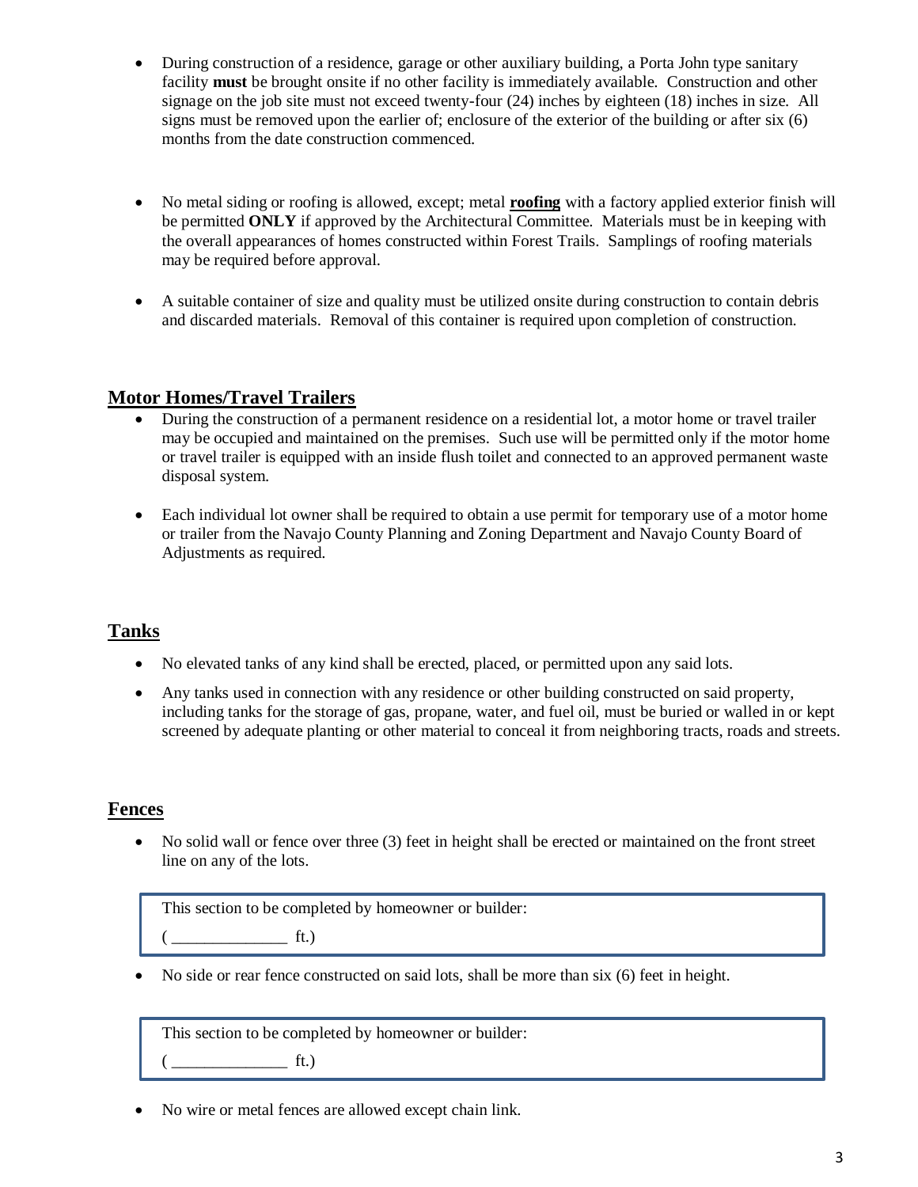- During construction of a residence, garage or other auxiliary building, a Porta John type sanitary facility **must** be brought onsite if no other facility is immediately available. Construction and other signage on the job site must not exceed twenty-four (24) inches by eighteen (18) inches in size. All signs must be removed upon the earlier of; enclosure of the exterior of the building or after six (6) months from the date construction commenced.

- No metal siding or roofing is allowed, except; metal **roofing** with a factory applied exterior finish will be permitted **ONLY** if approved by the Architectural Committee. Materials must be in keeping with the overall appearances of homes constructed within Forest Trails. Samplings of roofing materials may be required before approval.

- A suitable container of size and quality must be utilized onsite during construction to contain debris and discarded materials. Removal of this container is required upon completion of construction.

## Motor Homes/Travel Trailers

- During the construction of a permanent residence on a residential lot, a motor home or travel trailer may be occupied and maintained on the premises. Such use will be permitted only if the motor home or travel trailer is equipped with an inside flush toilet and connected to an approved permanent waste disposal system.

- Each individual lot owner shall be required to obtain a use permit for temporary use of a motor home or trailer from the Navajo County Planning and Zoning Department and Navajo County Board of Adjustments as required.

## Tanks

- No elevated tanks of any kind shall be erected, placed, or permitted upon any said lots.

- Any tanks used in connection with any residence or other building constructed on said property, including tanks for the storage of gas, propane, water, and fuel oil, must be buried or walled in or kept screened by adequate planting or other material to conceal it from neighboring tracts, roads and streets.

## Fences

- No solid wall or fence over three (3) feet in height shall be erected or maintained on the front street line on any of the lots.

This section to be completed by homeowner or builder:

( ______________ ft.)

- No side or rear fence constructed on said lots, shall be more than six (6) feet in height.

This section to be completed by homeowner or builder:

( ______________ ft.)

- No wire or metal fences are allowed except chain link.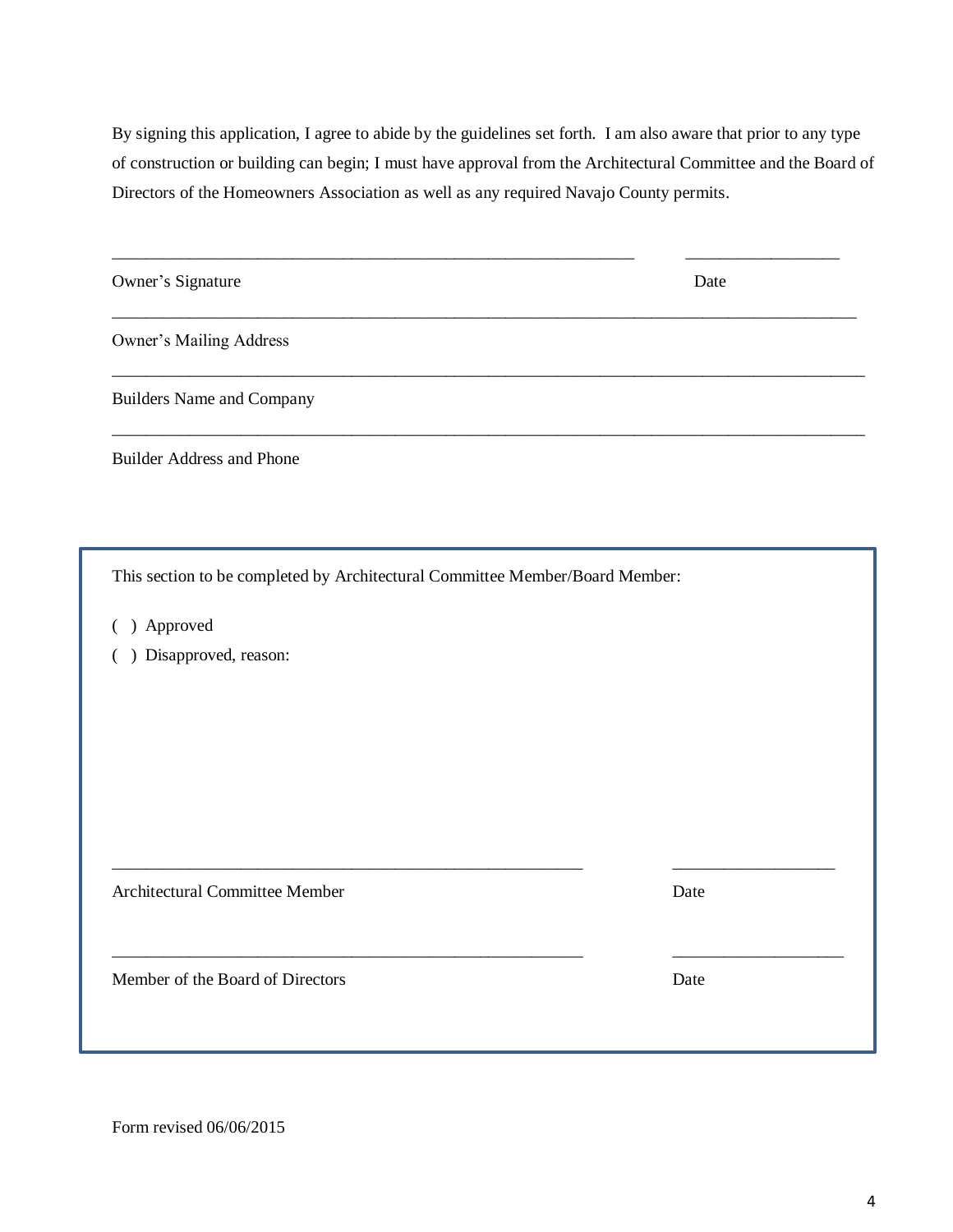By signing this application, I agree to abide by the guidelines set forth. I am also aware that prior to any type of construction or building can begin; I must have approval from the Architectural Committee and the Board of Directors of the Homeowners Association as well as any required Navajo County permits.

\_\_\_\_\_\_\_\_\_\_\_\_\_\_\_\_\_\_\_\_\_\_\_\_\_\_\_\_\_\_\_\_\_\_\_\_\_\_\_\_\_\_\_\_\_\_\_\_\_\_\_\_\_\_\_\_\_\_ \_\_\_\_\_\_\_\_\_\_\_\_\_\_\_\_\_

Owner's Signature Date

\_\_\_\_\_\_\_\_\_\_\_\_\_\_\_\_\_\_\_\_\_\_\_\_\_\_\_\_\_\_\_\_\_\_\_\_\_\_\_\_\_\_\_\_\_\_\_\_\_\_\_\_\_\_\_\_\_\_\_\_\_\_\_\_\_\_\_\_\_\_\_\_\_\_\_\_\_\_\_\_

Owner's Mailing Address

\_\_\_\_\_\_\_\_\_\_\_\_\_\_\_\_\_\_\_\_\_\_\_\_\_\_\_\_\_\_\_\_\_\_\_\_\_\_\_\_\_\_\_\_\_\_\_\_\_\_\_\_\_\_\_\_\_\_\_\_\_\_\_\_\_\_\_\_\_\_\_\_\_\_\_\_\_\_\_\_

Builders Name and Company

\_\_\_\_\_\_\_\_\_\_\_\_\_\_\_\_\_\_\_\_\_\_\_\_\_\_\_\_\_\_\_\_\_\_\_\_\_\_\_\_\_\_\_\_\_\_\_\_\_\_\_\_\_\_\_\_\_\_\_\_\_\_\_\_\_\_\_\_\_\_\_\_\_\_\_\_\_\_\_\_

Builder Address and Phone

This section to be completed by Architectural Committee Member/Board Member:

( ) Approved

( ) Disapproved, reason:

\_\_\_\_\_\_\_\_\_\_\_\_\_\_\_\_\_\_\_\_\_\_\_\_\_\_\_\_\_\_\_\_\_\_\_\_\_\_\_\_\_\_\_\_\_\_\_\_\_\_ \_\_\_\_\_\_\_\_\_\_\_\_\_\_\_\_\_\_

Architectural Committee Member Date

\_\_\_\_\_\_\_\_\_\_\_\_\_\_\_\_\_\_\_\_\_\_\_\_\_\_\_\_\_\_\_\_\_\_\_\_\_\_\_\_\_\_\_\_\_\_\_\_\_\_ \_\_\_\_\_\_\_\_\_\_\_\_\_\_\_\_\_\_

Member of the Board of Directors Date

Form revised 06/06/2015